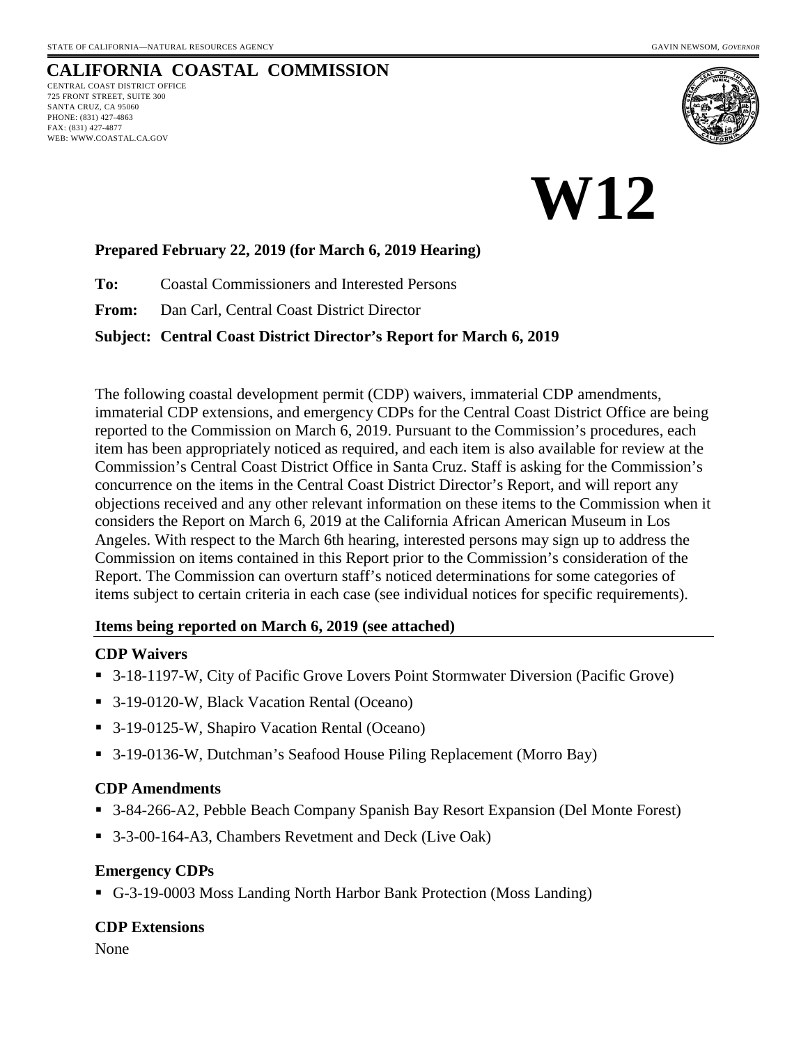STATE OF CALIFORNIA—NATURAL RESOURCES AGENCY GAVIN NEWSOM, *GOVERNOR*

# CALIFORNIA COASTAL COMMISSION

CENTRAL COAST DISTRICT OFFICE
725 FRONT STREET, SUITE 300
SANTA CRUZ, CA 95060
PHONE: (831) 427-4863
FAX: (831) 427-4877
WEB: WWW.COASTAL.CA.GOV

# W12

**Prepared February 22, 2019 (for March 6, 2019 Hearing)**

**To:** Coastal Commissioners and Interested Persons

**From:** Dan Carl, Central Coast District Director

**Subject: Central Coast District Director's Report for March 6, 2019**

The following coastal development permit (CDP) waivers, immaterial CDP amendments, immaterial CDP extensions, and emergency CDPs for the Central Coast District Office are being reported to the Commission on March 6, 2019. Pursuant to the Commission's procedures, each item has been appropriately noticed as required, and each item is also available for review at the Commission's Central Coast District Office in Santa Cruz. Staff is asking for the Commission's concurrence on the items in the Central Coast District Director's Report, and will report any objections received and any other relevant information on these items to the Commission when it considers the Report on March 6, 2019 at the California African American Museum in Los Angeles. With respect to the March 6th hearing, interested persons may sign up to address the Commission on items contained in this Report prior to the Commission's consideration of the Report. The Commission can overturn staff's noticed determinations for some categories of items subject to certain criteria in each case (see individual notices for specific requirements).

**Items being reported on March 6, 2019 (see attached)**

**CDP Waivers**

- 3-18-1197-W, City of Pacific Grove Lovers Point Stormwater Diversion (Pacific Grove)
- 3-19-0120-W, Black Vacation Rental (Oceano)
- 3-19-0125-W, Shapiro Vacation Rental (Oceano)
- 3-19-0136-W, Dutchman's Seafood House Piling Replacement (Morro Bay)

**CDP Amendments**

- 3-84-266-A2, Pebble Beach Company Spanish Bay Resort Expansion (Del Monte Forest)
- 3-3-00-164-A3, Chambers Revetment and Deck (Live Oak)

**Emergency CDPs**

- G-3-19-0003 Moss Landing North Harbor Bank Protection (Moss Landing)

**CDP Extensions**

None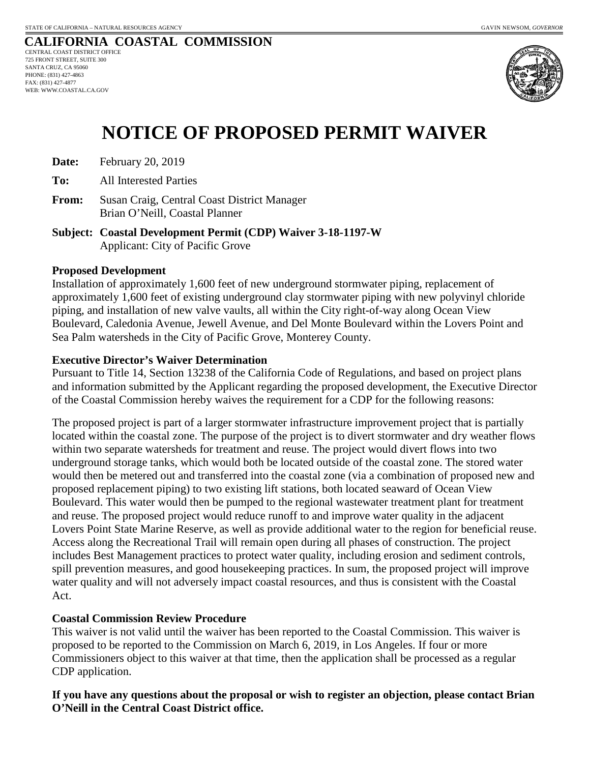STATE OF CALIFORNIA – NATURAL RESOURCES AGENCY GAVIN NEWSOM, *GOVERNOR*

**CALIFORNIA COASTAL COMMISSION**
CENTRAL COAST DISTRICT OFFICE
725 FRONT STREET, SUITE 300
SANTA CRUZ, CA 95060
PHONE: (831) 427-4863
FAX: (831) 427-4877
WEB: WWW.COASTAL.CA.GOV

# NOTICE OF PROPOSED PERMIT WAIVER

**Date:** February 20, 2019

**To:** All Interested Parties

**From:** Susan Craig, Central Coast District Manager
Brian O'Neill, Coastal Planner

**Subject: Coastal Development Permit (CDP) Waiver 3-18-1197-W**
Applicant: City of Pacific Grove

**Proposed Development**

Installation of approximately 1,600 feet of new underground stormwater piping, replacement of approximately 1,600 feet of existing underground clay stormwater piping with new polyvinyl chloride piping, and installation of new valve vaults, all within the City right-of-way along Ocean View Boulevard, Caledonia Avenue, Jewell Avenue, and Del Monte Boulevard within the Lovers Point and Sea Palm watersheds in the City of Pacific Grove, Monterey County.

**Executive Director's Waiver Determination**

Pursuant to Title 14, Section 13238 of the California Code of Regulations, and based on project plans and information submitted by the Applicant regarding the proposed development, the Executive Director of the Coastal Commission hereby waives the requirement for a CDP for the following reasons:

The proposed project is part of a larger stormwater infrastructure improvement project that is partially located within the coastal zone. The purpose of the project is to divert stormwater and dry weather flows within two separate watersheds for treatment and reuse. The project would divert flows into two underground storage tanks, which would both be located outside of the coastal zone. The stored water would then be metered out and transferred into the coastal zone (via a combination of proposed new and proposed replacement piping) to two existing lift stations, both located seaward of Ocean View Boulevard. This water would then be pumped to the regional wastewater treatment plant for treatment and reuse. The proposed project would reduce runoff to and improve water quality in the adjacent Lovers Point State Marine Reserve, as well as provide additional water to the region for beneficial reuse. Access along the Recreational Trail will remain open during all phases of construction. The project includes Best Management practices to protect water quality, including erosion and sediment controls, spill prevention measures, and good housekeeping practices. In sum, the proposed project will improve water quality and will not adversely impact coastal resources, and thus is consistent with the Coastal Act.

**Coastal Commission Review Procedure**

This waiver is not valid until the waiver has been reported to the Coastal Commission. This waiver is proposed to be reported to the Commission on March 6, 2019, in Los Angeles. If four or more Commissioners object to this waiver at that time, then the application shall be processed as a regular CDP application.

**If you have any questions about the proposal or wish to register an objection, please contact Brian O'Neill in the Central Coast District office.**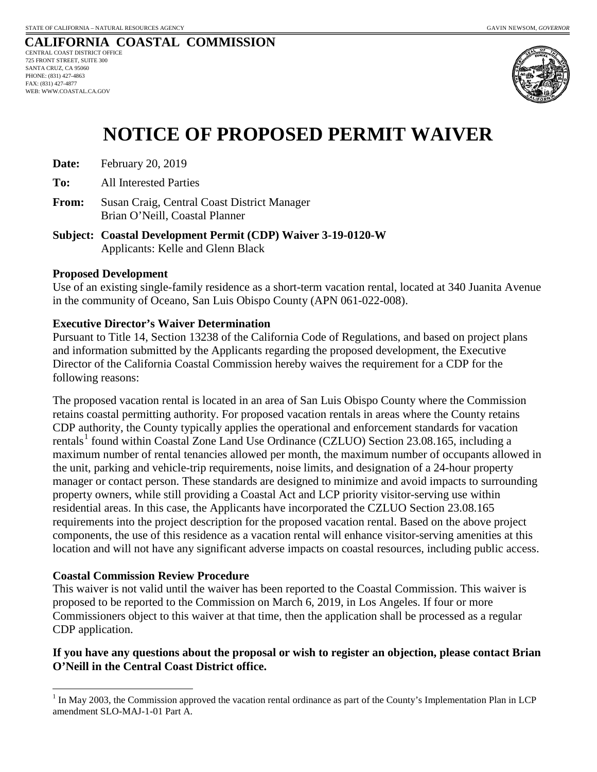STATE OF CALIFORNIA – NATURAL RESOURCES AGENCY GAVIN NEWSOM, *GOVERNOR*

**CALIFORNIA COASTAL COMMISSION**
CENTRAL COAST DISTRICT OFFICE
725 FRONT STREET, SUITE 300
SANTA CRUZ, CA 95060
PHONE: (831) 427-4863
FAX: (831) 427-4877
WEB: WWW.COASTAL.CA.GOV

# NOTICE OF PROPOSED PERMIT WAIVER

**Date:** February 20, 2019

**To:** All Interested Parties

**From:** Susan Craig, Central Coast District Manager
Brian O'Neill, Coastal Planner

**Subject: Coastal Development Permit (CDP) Waiver 3-19-0120-W**
Applicants: Kelle and Glenn Black

**Proposed Development**

Use of an existing single-family residence as a short-term vacation rental, located at 340 Juanita Avenue in the community of Oceano, San Luis Obispo County (APN 061-022-008).

**Executive Director's Waiver Determination**

Pursuant to Title 14, Section 13238 of the California Code of Regulations, and based on project plans and information submitted by the Applicants regarding the proposed development, the Executive Director of the California Coastal Commission hereby waives the requirement for a CDP for the following reasons:

The proposed vacation rental is located in an area of San Luis Obispo County where the Commission retains coastal permitting authority. For proposed vacation rentals in areas where the County retains CDP authority, the County typically applies the operational and enforcement standards for vacation rentals[1] found within Coastal Zone Land Use Ordinance (CZLUO) Section 23.08.165, including a maximum number of rental tenancies allowed per month, the maximum number of occupants allowed in the unit, parking and vehicle-trip requirements, noise limits, and designation of a 24-hour property manager or contact person. These standards are designed to minimize and avoid impacts to surrounding property owners, while still providing a Coastal Act and LCP priority visitor-serving use within residential areas. In this case, the Applicants have incorporated the CZLUO Section 23.08.165 requirements into the project description for the proposed vacation rental. Based on the above project components, the use of this residence as a vacation rental will enhance visitor-serving amenities at this location and will not have any significant adverse impacts on coastal resources, including public access.

**Coastal Commission Review Procedure**

This waiver is not valid until the waiver has been reported to the Coastal Commission. This waiver is proposed to be reported to the Commission on March 6, 2019, in Los Angeles. If four or more Commissioners object to this waiver at that time, then the application shall be processed as a regular CDP application.

**If you have any questions about the proposal or wish to register an objection, please contact Brian O'Neill in the Central Coast District office.**

[1] In May 2003, the Commission approved the vacation rental ordinance as part of the County's Implementation Plan in LCP amendment SLO-MAJ-1-01 Part A.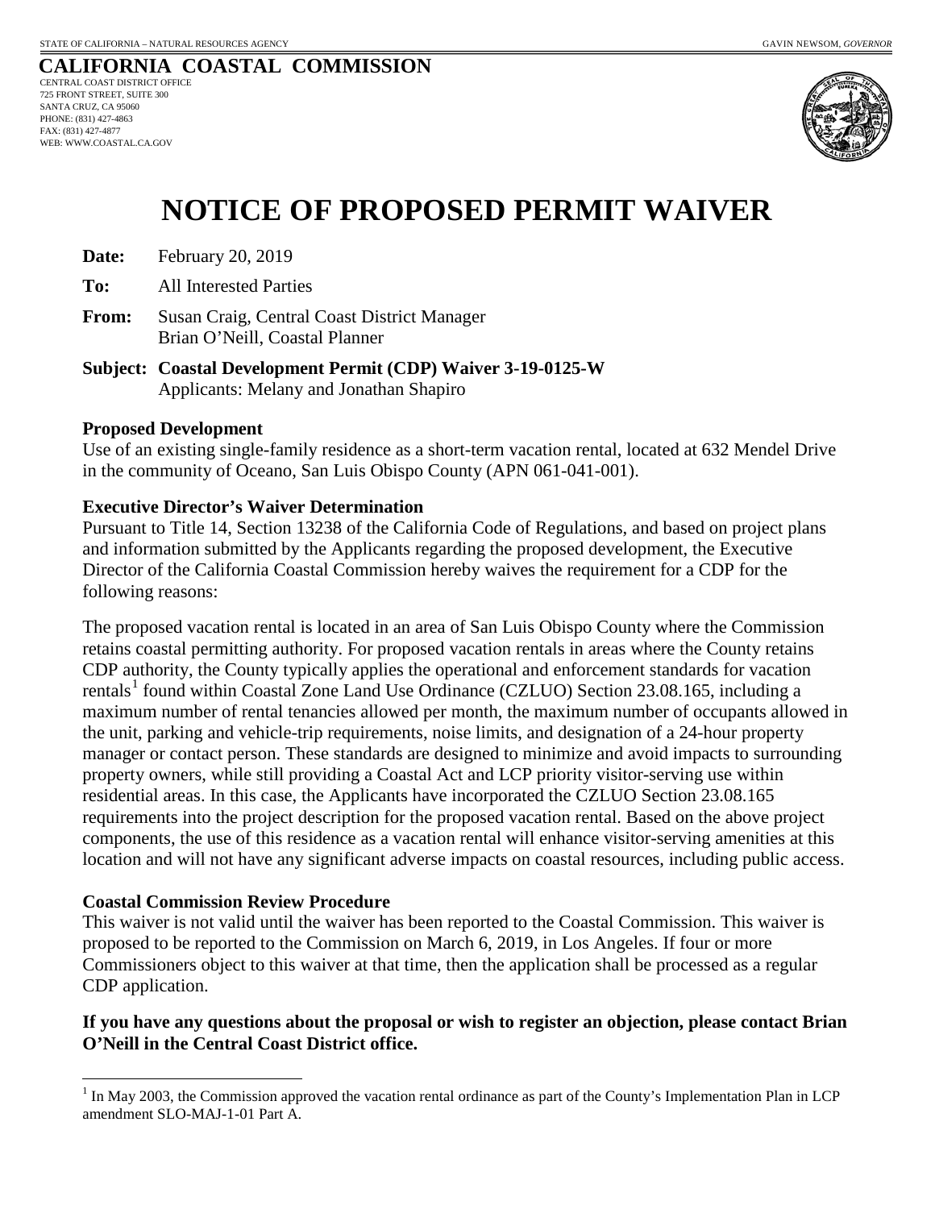STATE OF CALIFORNIA – NATURAL RESOURCES AGENCY GAVIN NEWSOM, *GOVERNOR*

# CALIFORNIA COASTAL COMMISSION

CENTRAL COAST DISTRICT OFFICE
725 FRONT STREET, SUITE 300
SANTA CRUZ, CA 95060
PHONE: (831) 427-4863
FAX: (831) 427-4877
WEB: WWW.COASTAL.CA.GOV

# NOTICE OF PROPOSED PERMIT WAIVER

**Date:** February 20, 2019

**To:** All Interested Parties

**From:** Susan Craig, Central Coast District Manager
Brian O'Neill, Coastal Planner

**Subject: Coastal Development Permit (CDP) Waiver 3-19-0125-W**
Applicants: Melany and Jonathan Shapiro

**Proposed Development**

Use of an existing single-family residence as a short-term vacation rental, located at 632 Mendel Drive in the community of Oceano, San Luis Obispo County (APN 061-041-001).

**Executive Director's Waiver Determination**

Pursuant to Title 14, Section 13238 of the California Code of Regulations, and based on project plans and information submitted by the Applicants regarding the proposed development, the Executive Director of the California Coastal Commission hereby waives the requirement for a CDP for the following reasons:

The proposed vacation rental is located in an area of San Luis Obispo County where the Commission retains coastal permitting authority. For proposed vacation rentals in areas where the County retains CDP authority, the County typically applies the operational and enforcement standards for vacation rentals[1] found within Coastal Zone Land Use Ordinance (CZLUO) Section 23.08.165, including a maximum number of rental tenancies allowed per month, the maximum number of occupants allowed in the unit, parking and vehicle-trip requirements, noise limits, and designation of a 24-hour property manager or contact person. These standards are designed to minimize and avoid impacts to surrounding property owners, while still providing a Coastal Act and LCP priority visitor-serving use within residential areas. In this case, the Applicants have incorporated the CZLUO Section 23.08.165 requirements into the project description for the proposed vacation rental. Based on the above project components, the use of this residence as a vacation rental will enhance visitor-serving amenities at this location and will not have any significant adverse impacts on coastal resources, including public access.

**Coastal Commission Review Procedure**

This waiver is not valid until the waiver has been reported to the Coastal Commission. This waiver is proposed to be reported to the Commission on March 6, 2019, in Los Angeles. If four or more Commissioners object to this waiver at that time, then the application shall be processed as a regular CDP application.

**If you have any questions about the proposal or wish to register an objection, please contact Brian O'Neill in the Central Coast District office.**

[1] In May 2003, the Commission approved the vacation rental ordinance as part of the County's Implementation Plan in LCP amendment SLO-MAJ-1-01 Part A.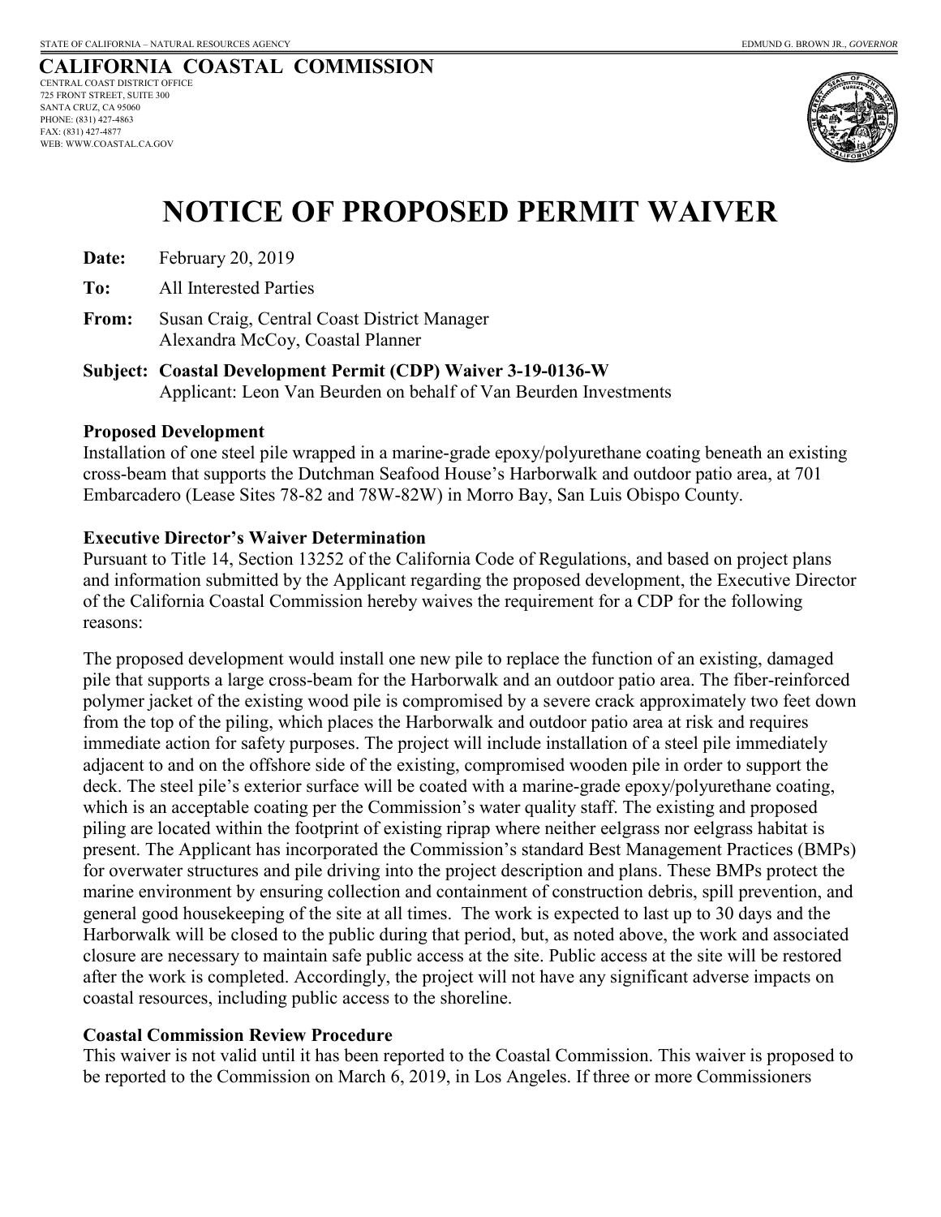STATE OF CALIFORNIA – NATURAL RESOURCES AGENCY EDMUND G. BROWN JR., *GOVERNOR*

**CALIFORNIA COASTAL COMMISSION**
CENTRAL COAST DISTRICT OFFICE
725 FRONT STREET, SUITE 300
SANTA CRUZ, CA 95060
PHONE: (831) 427-4863
FAX: (831) 427-4877
WEB: WWW.COASTAL.CA.GOV

# NOTICE OF PROPOSED PERMIT WAIVER

**Date:** February 20, 2019

**To:** All Interested Parties

**From:** Susan Craig, Central Coast District Manager
Alexandra McCoy, Coastal Planner

**Subject: Coastal Development Permit (CDP) Waiver 3-19-0136-W**
Applicant: Leon Van Beurden on behalf of Van Beurden Investments

### Proposed Development

Installation of one steel pile wrapped in a marine-grade epoxy/polyurethane coating beneath an existing cross-beam that supports the Dutchman Seafood House's Harborwalk and outdoor patio area, at 701 Embarcadero (Lease Sites 78-82 and 78W-82W) in Morro Bay, San Luis Obispo County.

### Executive Director's Waiver Determination

Pursuant to Title 14, Section 13252 of the California Code of Regulations, and based on project plans and information submitted by the Applicant regarding the proposed development, the Executive Director of the California Coastal Commission hereby waives the requirement for a CDP for the following reasons:

The proposed development would install one new pile to replace the function of an existing, damaged pile that supports a large cross-beam for the Harborwalk and an outdoor patio area. The fiber-reinforced polymer jacket of the existing wood pile is compromised by a severe crack approximately two feet down from the top of the piling, which places the Harborwalk and outdoor patio area at risk and requires immediate action for safety purposes. The project will include installation of a steel pile immediately adjacent to and on the offshore side of the existing, compromised wooden pile in order to support the deck. The steel pile's exterior surface will be coated with a marine-grade epoxy/polyurethane coating, which is an acceptable coating per the Commission's water quality staff. The existing and proposed piling are located within the footprint of existing riprap where neither eelgrass nor eelgrass habitat is present. The Applicant has incorporated the Commission's standard Best Management Practices (BMPs) for overwater structures and pile driving into the project description and plans. These BMPs protect the marine environment by ensuring collection and containment of construction debris, spill prevention, and general good housekeeping of the site at all times. The work is expected to last up to 30 days and the Harborwalk will be closed to the public during that period, but, as noted above, the work and associated closure are necessary to maintain safe public access at the site. Public access at the site will be restored after the work is completed. Accordingly, the project will not have any significant adverse impacts on coastal resources, including public access to the shoreline.

### Coastal Commission Review Procedure

This waiver is not valid until it has been reported to the Coastal Commission. This waiver is proposed to be reported to the Commission on March 6, 2019, in Los Angeles. If three or more Commissioners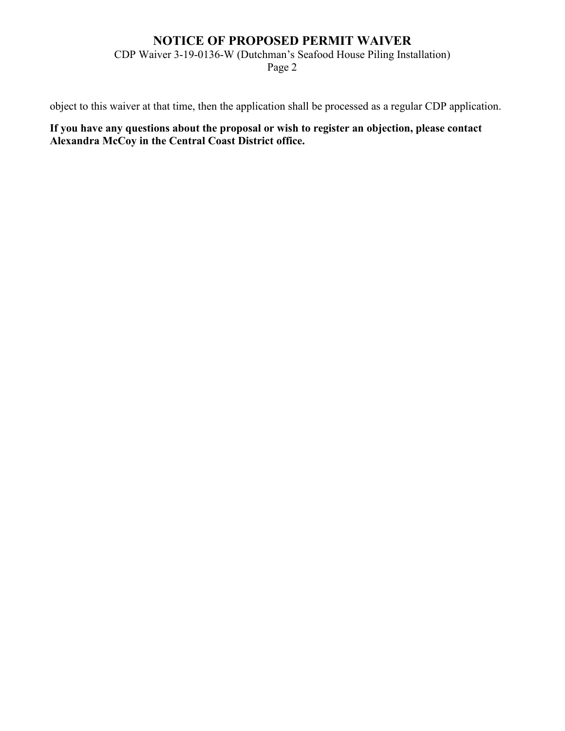object to this waiver at that time, then the application shall be processed as a regular CDP application.

**If you have any questions about the proposal or wish to register an objection, please contact Alexandra McCoy in the Central Coast District office.**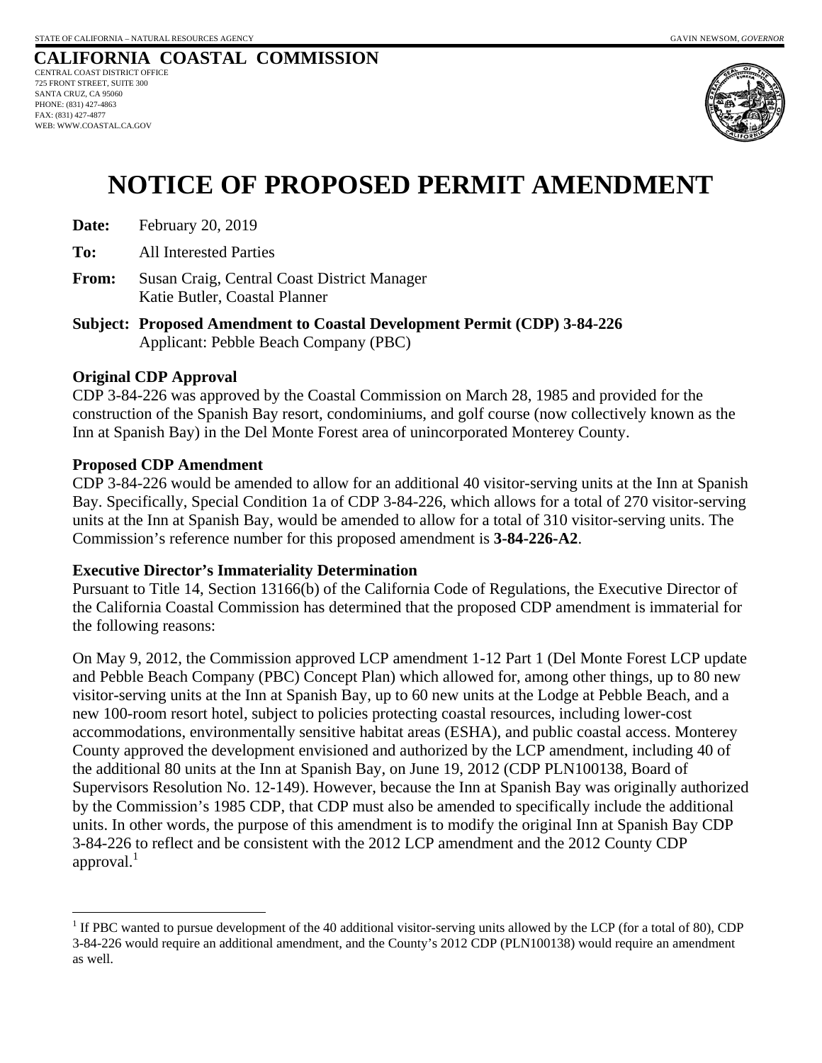STATE OF CALIFORNIA – NATURAL RESOURCES AGENCY GAVIN NEWSOM, *GOVERNOR*

**CALIFORNIA COASTAL COMMISSION**
CENTRAL COAST DISTRICT OFFICE
725 FRONT STREET, SUITE 300
SANTA CRUZ, CA 95060
PHONE: (831) 427-4863
FAX: (831) 427-4877
WEB: WWW.COASTAL.CA.GOV

# NOTICE OF PROPOSED PERMIT AMENDMENT

**Date:** February 20, 2019

**To:** All Interested Parties

**From:** Susan Craig, Central Coast District Manager
Katie Butler, Coastal Planner

**Subject: Proposed Amendment to Coastal Development Permit (CDP) 3-84-226**
Applicant: Pebble Beach Company (PBC)

**Original CDP Approval**
CDP 3-84-226 was approved by the Coastal Commission on March 28, 1985 and provided for the construction of the Spanish Bay resort, condominiums, and golf course (now collectively known as the Inn at Spanish Bay) in the Del Monte Forest area of unincorporated Monterey County.

**Proposed CDP Amendment**
CDP 3-84-226 would be amended to allow for an additional 40 visitor-serving units at the Inn at Spanish Bay. Specifically, Special Condition 1a of CDP 3-84-226, which allows for a total of 270 visitor-serving units at the Inn at Spanish Bay, would be amended to allow for a total of 310 visitor-serving units. The Commission's reference number for this proposed amendment is **3-84-226-A2**.

**Executive Director's Immateriality Determination**
Pursuant to Title 14, Section 13166(b) of the California Code of Regulations, the Executive Director of the California Coastal Commission has determined that the proposed CDP amendment is immaterial for the following reasons:

On May 9, 2012, the Commission approved LCP amendment 1-12 Part 1 (Del Monte Forest LCP update and Pebble Beach Company (PBC) Concept Plan) which allowed for, among other things, up to 80 new visitor-serving units at the Inn at Spanish Bay, up to 60 new units at the Lodge at Pebble Beach, and a new 100-room resort hotel, subject to policies protecting coastal resources, including lower-cost accommodations, environmentally sensitive habitat areas (ESHA), and public coastal access. Monterey County approved the development envisioned and authorized by the LCP amendment, including 40 of the additional 80 units at the Inn at Spanish Bay, on June 19, 2012 (CDP PLN100138, Board of Supervisors Resolution No. 12-149). However, because the Inn at Spanish Bay was originally authorized by the Commission's 1985 CDP, that CDP must also be amended to specifically include the additional units. In other words, the purpose of this amendment is to modify the original Inn at Spanish Bay CDP 3-84-226 to reflect and be consistent with the 2012 LCP amendment and the 2012 County CDP approval.[1]

[1] If PBC wanted to pursue development of the 40 additional visitor-serving units allowed by the LCP (for a total of 80), CDP 3-84-226 would require an additional amendment, and the County's 2012 CDP (PLN100138) would require an amendment as well.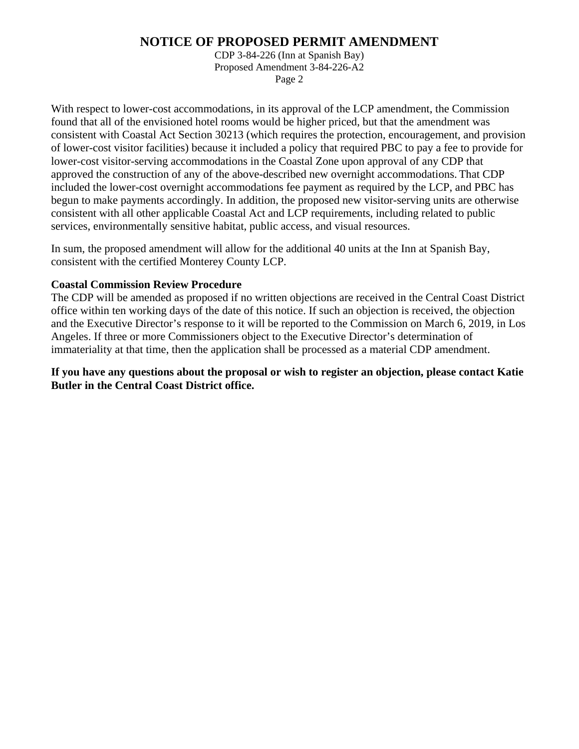With respect to lower-cost accommodations, in its approval of the LCP amendment, the Commission found that all of the envisioned hotel rooms would be higher priced, but that the amendment was consistent with Coastal Act Section 30213 (which requires the protection, encouragement, and provision of lower-cost visitor facilities) because it included a policy that required PBC to pay a fee to provide for lower-cost visitor-serving accommodations in the Coastal Zone upon approval of any CDP that approved the construction of any of the above-described new overnight accommodations. That CDP included the lower-cost overnight accommodations fee payment as required by the LCP, and PBC has begun to make payments accordingly. In addition, the proposed new visitor-serving units are otherwise consistent with all other applicable Coastal Act and LCP requirements, including related to public services, environmentally sensitive habitat, public access, and visual resources.

In sum, the proposed amendment will allow for the additional 40 units at the Inn at Spanish Bay, consistent with the certified Monterey County LCP.

**Coastal Commission Review Procedure**

The CDP will be amended as proposed if no written objections are received in the Central Coast District office within ten working days of the date of this notice. If such an objection is received, the objection and the Executive Director's response to it will be reported to the Commission on March 6, 2019, in Los Angeles. If three or more Commissioners object to the Executive Director's determination of immateriality at that time, then the application shall be processed as a material CDP amendment.

**If you have any questions about the proposal or wish to register an objection, please contact Katie Butler in the Central Coast District office.**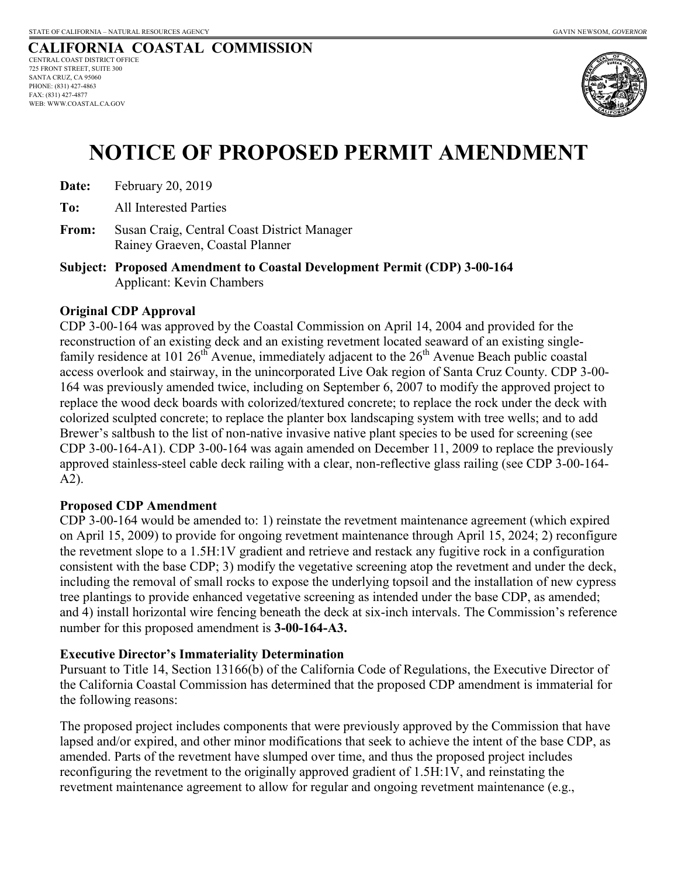STATE OF CALIFORNIA – NATURAL RESOURCES AGENCY GAVIN NEWSOM, *GOVERNOR*

**CALIFORNIA COASTAL COMMISSION**
CENTRAL COAST DISTRICT OFFICE
725 FRONT STREET, SUITE 300
SANTA CRUZ, CA 95060
PHONE: (831) 427-4863
FAX: (831) 427-4877
WEB: WWW.COASTAL.CA.GOV

# NOTICE OF PROPOSED PERMIT AMENDMENT

**Date:** February 20, 2019

**To:** All Interested Parties

**From:** Susan Craig, Central Coast District Manager
Rainey Graeven, Coastal Planner

**Subject: Proposed Amendment to Coastal Development Permit (CDP) 3-00-164**
Applicant: Kevin Chambers

**Original CDP Approval**

CDP 3-00-164 was approved by the Coastal Commission on April 14, 2004 and provided for the reconstruction of an existing deck and an existing revetment located seaward of an existing single-family residence at 101 26th Avenue, immediately adjacent to the 26th Avenue Beach public coastal access overlook and stairway, in the unincorporated Live Oak region of Santa Cruz County. CDP 3-00-164 was previously amended twice, including on September 6, 2007 to modify the approved project to replace the wood deck boards with colorized/textured concrete; to replace the rock under the deck with colorized sculpted concrete; to replace the planter box landscaping system with tree wells; and to add Brewer's saltbush to the list of non-native invasive native plant species to be used for screening (see CDP 3-00-164-A1). CDP 3-00-164 was again amended on December 11, 2009 to replace the previously approved stainless-steel cable deck railing with a clear, non-reflective glass railing (see CDP 3-00-164-A2).

**Proposed CDP Amendment**

CDP 3-00-164 would be amended to: 1) reinstate the revetment maintenance agreement (which expired on April 15, 2009) to provide for ongoing revetment maintenance through April 15, 2024; 2) reconfigure the revetment slope to a 1.5H:1V gradient and retrieve and restack any fugitive rock in a configuration consistent with the base CDP; 3) modify the vegetative screening atop the revetment and under the deck, including the removal of small rocks to expose the underlying topsoil and the installation of new cypress tree plantings to provide enhanced vegetative screening as intended under the base CDP, as amended; and 4) install horizontal wire fencing beneath the deck at six-inch intervals. The Commission's reference number for this proposed amendment is **3-00-164-A3.**

**Executive Director's Immateriality Determination**

Pursuant to Title 14, Section 13166(b) of the California Code of Regulations, the Executive Director of the California Coastal Commission has determined that the proposed CDP amendment is immaterial for the following reasons:

The proposed project includes components that were previously approved by the Commission that have lapsed and/or expired, and other minor modifications that seek to achieve the intent of the base CDP, as amended. Parts of the revetment have slumped over time, and thus the proposed project includes reconfiguring the revetment to the originally approved gradient of 1.5H:1V, and reinstating the revetment maintenance agreement to allow for regular and ongoing revetment maintenance (e.g.,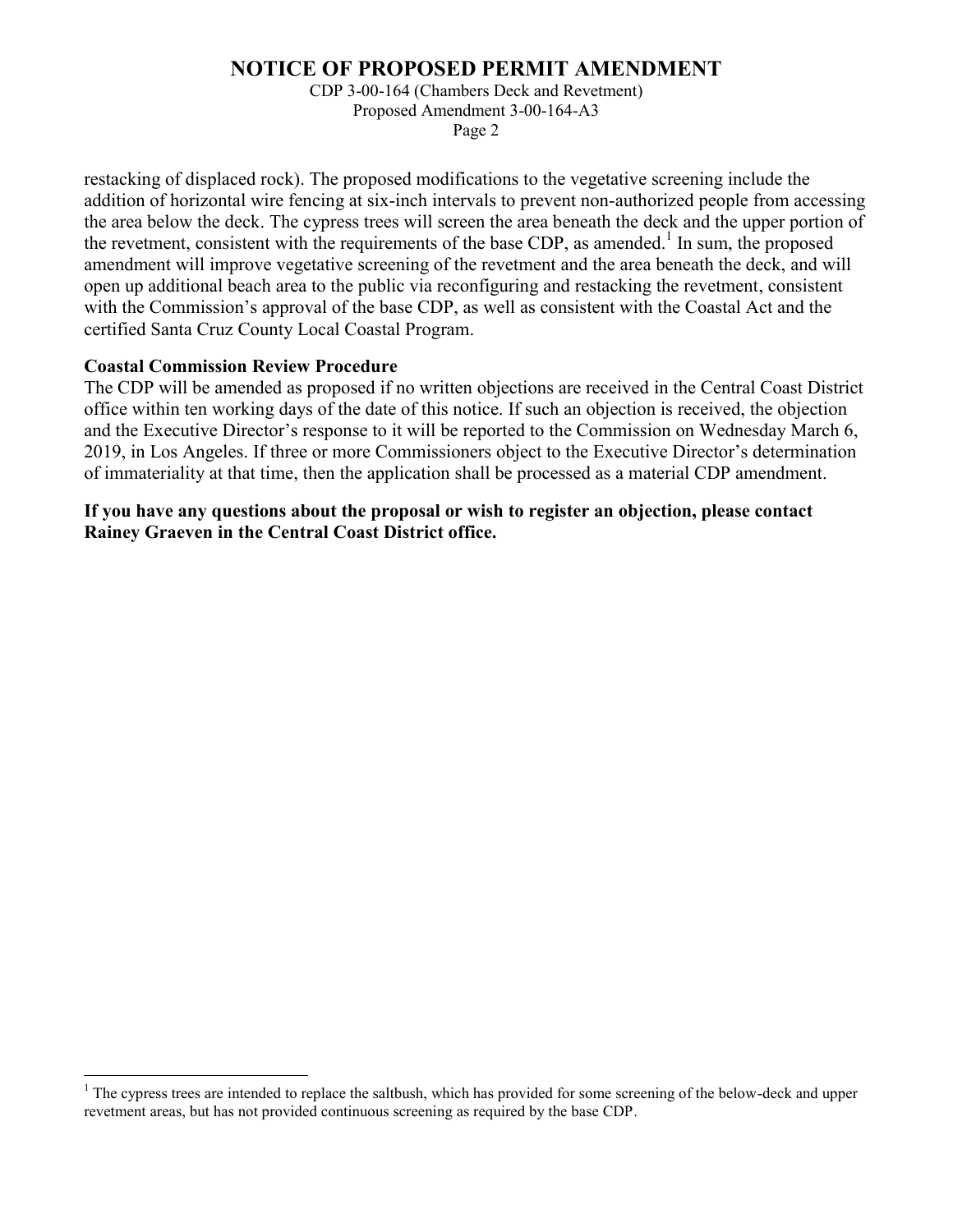restacking of displaced rock). The proposed modifications to the vegetative screening include the addition of horizontal wire fencing at six-inch intervals to prevent non-authorized people from accessing the area below the deck. The cypress trees will screen the area beneath the deck and the upper portion of the revetment, consistent with the requirements of the base CDP, as amended.[1] In sum, the proposed amendment will improve vegetative screening of the revetment and the area beneath the deck, and will open up additional beach area to the public via reconfiguring and restacking the revetment, consistent with the Commission's approval of the base CDP, as well as consistent with the Coastal Act and the certified Santa Cruz County Local Coastal Program.

**Coastal Commission Review Procedure**

The CDP will be amended as proposed if no written objections are received in the Central Coast District office within ten working days of the date of this notice. If such an objection is received, the objection and the Executive Director's response to it will be reported to the Commission on Wednesday March 6, 2019, in Los Angeles. If three or more Commissioners object to the Executive Director's determination of immateriality at that time, then the application shall be processed as a material CDP amendment.

**If you have any questions about the proposal or wish to register an objection, please contact Rainey Graeven in the Central Coast District office.**

---

[1] The cypress trees are intended to replace the saltbush, which has provided for some screening of the below-deck and upper revetment areas, but has not provided continuous screening as required by the base CDP.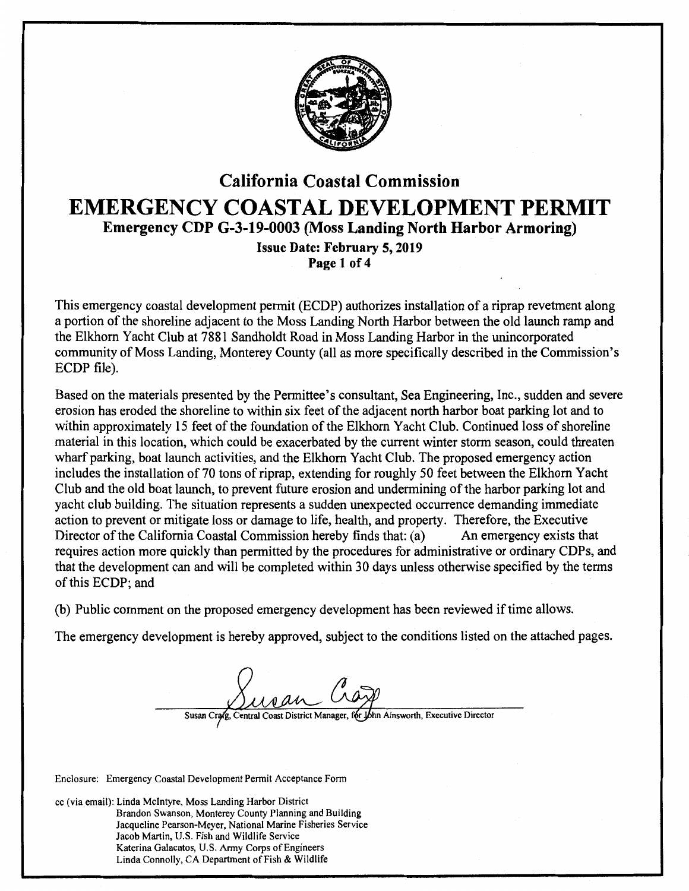# California Coastal Commission

# EMERGENCY COASTAL DEVELOPMENT PERMIT

## Emergency CDP G-3-19-0003 (Moss Landing North Harbor Armoring)

**Issue Date: February 5, 2019**

This emergency coastal development permit (ECDP) authorizes installation of a riprap revetment along a portion of the shoreline adjacent to the Moss Landing North Harbor between the old launch ramp and the Elkhorn Yacht Club at 7881 Sandholdt Road in Moss Landing Harbor in the unincorporated community of Moss Landing, Monterey County (all as more specifically described in the Commission's ECDP file).

Based on the materials presented by the Permittee's consultant, Sea Engineering, Inc., sudden and severe erosion has eroded the shoreline to within six feet of the adjacent north harbor boat parking lot and to within approximately 15 feet of the foundation of the Elkhorn Yacht Club. Continued loss of shoreline material in this location, which could be exacerbated by the current winter storm season, could threaten wharf parking, boat launch activities, and the Elkhorn Yacht Club. The proposed emergency action includes the installation of 70 tons of riprap, extending for roughly 50 feet between the Elkhorn Yacht Club and the old boat launch, to prevent future erosion and undermining of the harbor parking lot and yacht club building. The situation represents a sudden unexpected occurrence demanding immediate action to prevent or mitigate loss or damage to life, health, and property. Therefore, the Executive Director of the California Coastal Commission hereby finds that: (a) An emergency exists that requires action more quickly than permitted by the procedures for administrative or ordinary CDPs, and that the development can and will be completed within 30 days unless otherwise specified by the terms of this ECDP; and

(b) Public comment on the proposed emergency development has been reviewed if time allows.

The emergency development is hereby approved, subject to the conditions listed on the attached pages.

Susan Craig, Central Coast District Manager, for John Ainsworth, Executive Director

Enclosure: Emergency Coastal Development Permit Acceptance Form

cc (via email): Linda McIntyre, Moss Landing Harbor District
Brandon Swanson, Monterey County Planning and Building
Jacqueline Pearson-Meyer, National Marine Fisheries Service
Jacob Martin, U.S. Fish and Wildlife Service
Katerina Galacatos, U.S. Army Corps of Engineers
Linda Connolly, CA Department of Fish & Wildlife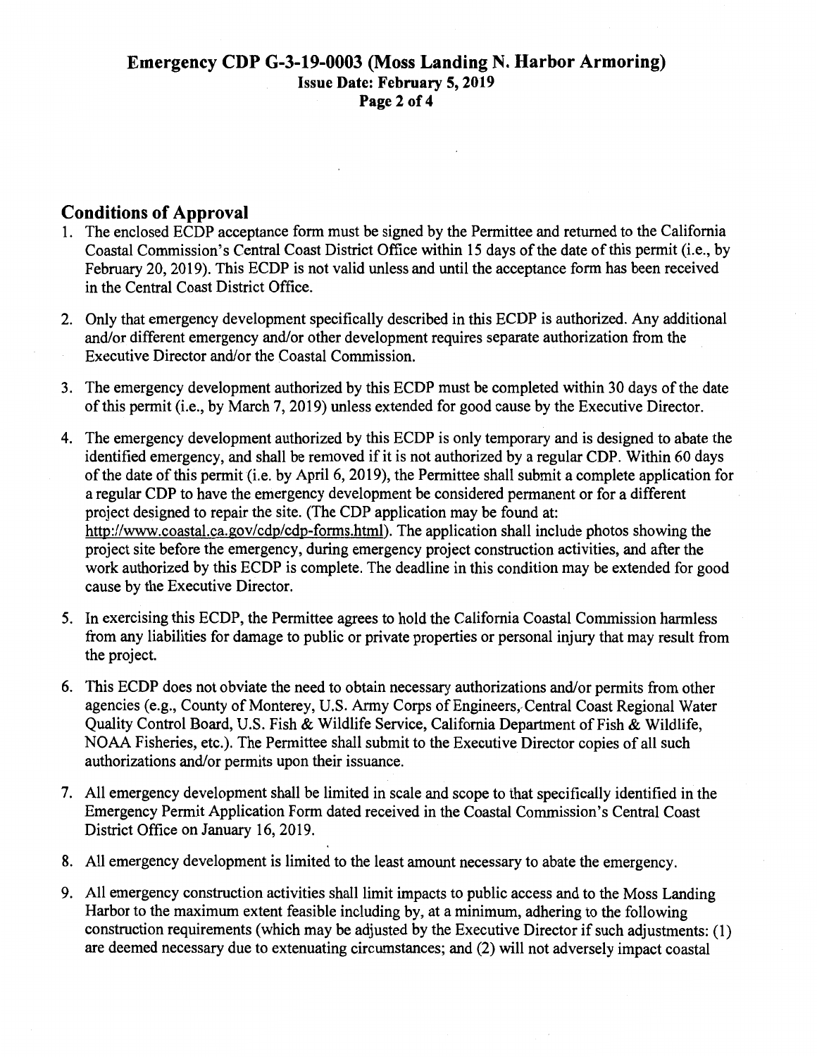## Conditions of Approval

1. The enclosed ECDP acceptance form must be signed by the Permittee and returned to the California Coastal Commission's Central Coast District Office within 15 days of the date of this permit (i.e., by February 20, 2019). This ECDP is not valid unless and until the acceptance form has been received in the Central Coast District Office.

2. Only that emergency development specifically described in this ECDP is authorized. Any additional and/or different emergency and/or other development requires separate authorization from the Executive Director and/or the Coastal Commission.

3. The emergency development authorized by this ECDP must be completed within 30 days of the date of this permit (i.e., by March 7, 2019) unless extended for good cause by the Executive Director.

4. The emergency development authorized by this ECDP is only temporary and is designed to abate the identified emergency, and shall be removed if it is not authorized by a regular CDP. Within 60 days of the date of this permit (i.e. by April 6, 2019), the Permittee shall submit a complete application for a regular CDP to have the emergency development be considered permanent or for a different project designed to repair the site. (The CDP application may be found at: http://www.coastal.ca.gov/cdp/cdp-forms.html). The application shall include photos showing the project site before the emergency, during emergency project construction activities, and after the work authorized by this ECDP is complete. The deadline in this condition may be extended for good cause by the Executive Director.

5. In exercising this ECDP, the Permittee agrees to hold the California Coastal Commission harmless from any liabilities for damage to public or private properties or personal injury that may result from the project.

6. This ECDP does not obviate the need to obtain necessary authorizations and/or permits from other agencies (e.g., County of Monterey, U.S. Army Corps of Engineers, Central Coast Regional Water Quality Control Board, U.S. Fish & Wildlife Service, California Department of Fish & Wildlife, NOAA Fisheries, etc.). The Permittee shall submit to the Executive Director copies of all such authorizations and/or permits upon their issuance.

7. All emergency development shall be limited in scale and scope to that specifically identified in the Emergency Permit Application Form dated received in the Coastal Commission's Central Coast District Office on January 16, 2019.

8. All emergency development is limited to the least amount necessary to abate the emergency.

9. All emergency construction activities shall limit impacts to public access and to the Moss Landing Harbor to the maximum extent feasible including by, at a minimum, adhering to the following construction requirements (which may be adjusted by the Executive Director if such adjustments: (1) are deemed necessary due to extenuating circumstances; and (2) will not adversely impact coastal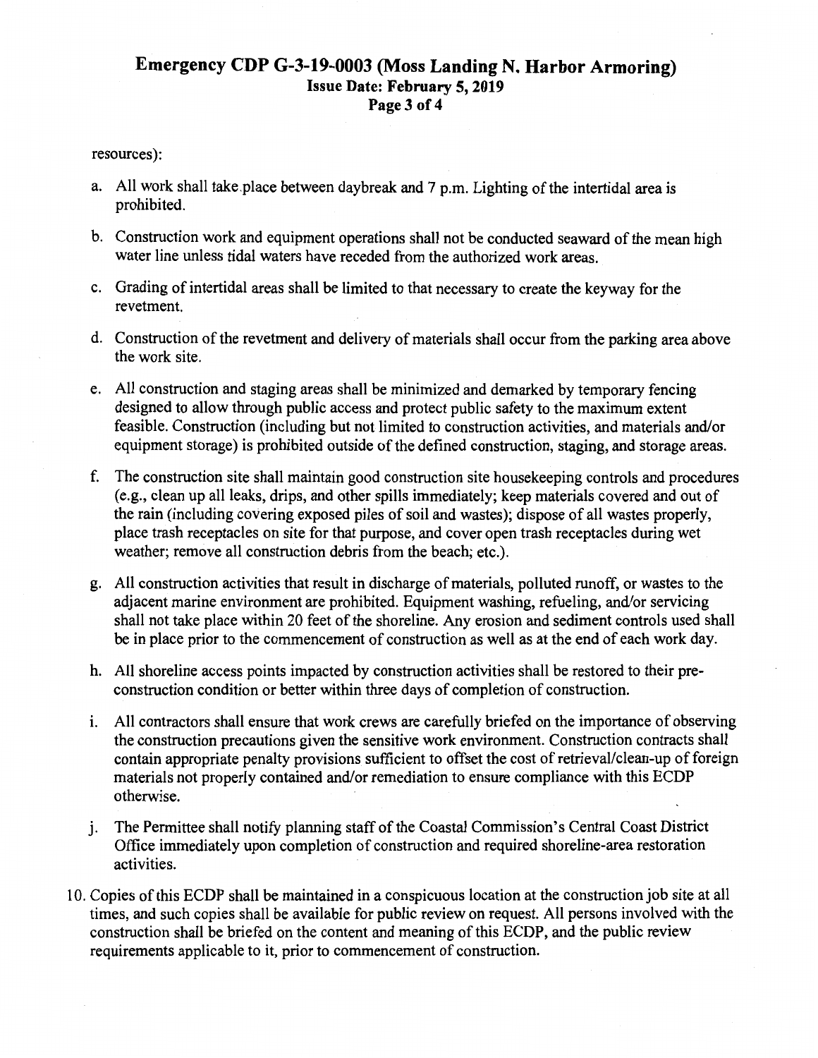resources):

a. All work shall take place between daybreak and 7 p.m. Lighting of the intertidal area is prohibited.

b. Construction work and equipment operations shall not be conducted seaward of the mean high water line unless tidal waters have receded from the authorized work areas.

c. Grading of intertidal areas shall be limited to that necessary to create the keyway for the revetment.

d. Construction of the revetment and delivery of materials shall occur from the parking area above the work site.

e. All construction and staging areas shall be minimized and demarked by temporary fencing designed to allow through public access and protect public safety to the maximum extent feasible. Construction (including but not limited to construction activities, and materials and/or equipment storage) is prohibited outside of the defined construction, staging, and storage areas.

f. The construction site shall maintain good construction site housekeeping controls and procedures (e.g., clean up all leaks, drips, and other spills immediately; keep materials covered and out of the rain (including covering exposed piles of soil and wastes); dispose of all wastes properly, place trash receptacles on site for that purpose, and cover open trash receptacles during wet weather; remove all construction debris from the beach; etc.).

g. All construction activities that result in discharge of materials, polluted runoff, or wastes to the adjacent marine environment are prohibited. Equipment washing, refueling, and/or servicing shall not take place within 20 feet of the shoreline. Any erosion and sediment controls used shall be in place prior to the commencement of construction as well as at the end of each work day.

h. All shoreline access points impacted by construction activities shall be restored to their pre-construction condition or better within three days of completion of construction.

i. All contractors shall ensure that work crews are carefully briefed on the importance of observing the construction precautions given the sensitive work environment. Construction contracts shall contain appropriate penalty provisions sufficient to offset the cost of retrieval/clean-up of foreign materials not properly contained and/or remediation to ensure compliance with this ECDP otherwise.

j. The Permittee shall notify planning staff of the Coastal Commission's Central Coast District Office immediately upon completion of construction and required shoreline-area restoration activities.

10. Copies of this ECDP shall be maintained in a conspicuous location at the construction job site at all times, and such copies shall be available for public review on request. All persons involved with the construction shall be briefed on the content and meaning of this ECDP, and the public review requirements applicable to it, prior to commencement of construction.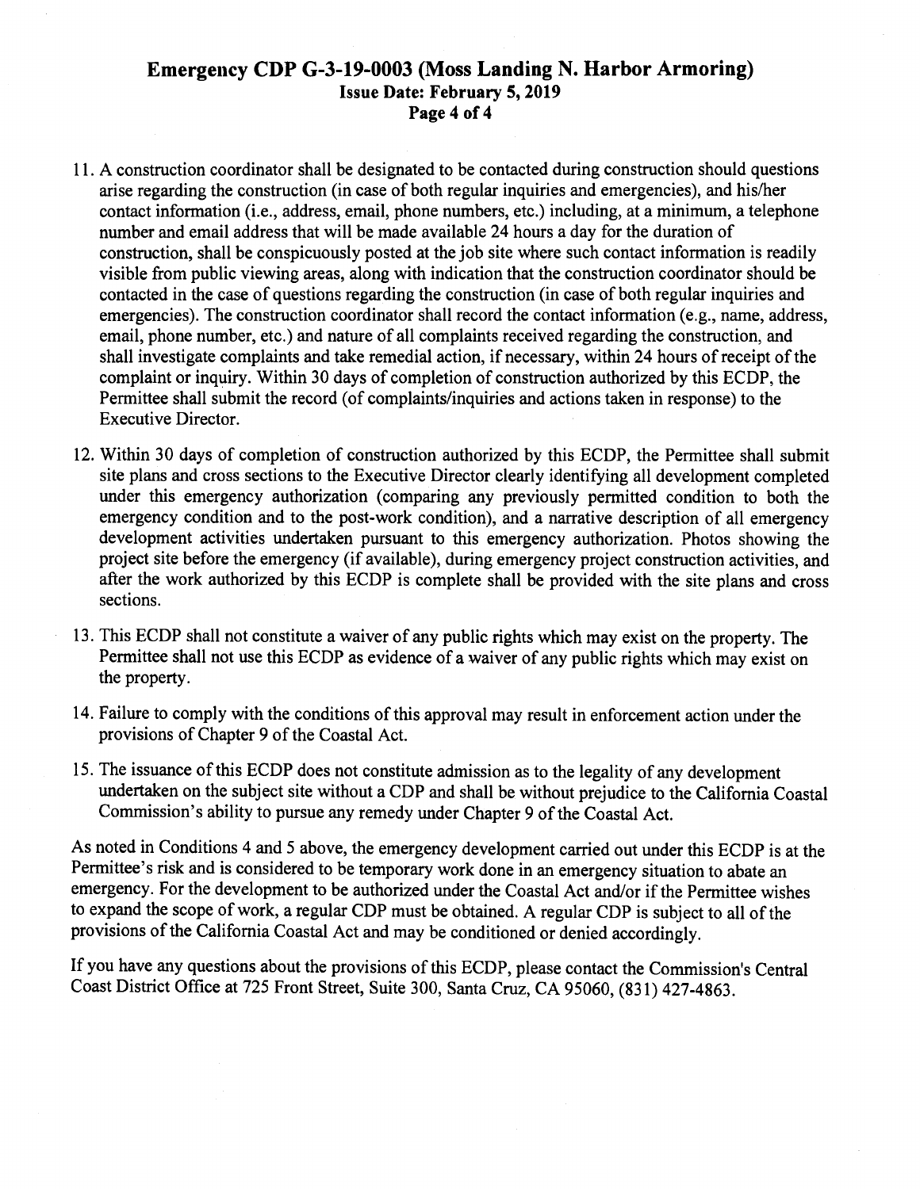11. A construction coordinator shall be designated to be contacted during construction should questions arise regarding the construction (in case of both regular inquiries and emergencies), and his/her contact information (i.e., address, email, phone numbers, etc.) including, at a minimum, a telephone number and email address that will be made available 24 hours a day for the duration of construction, shall be conspicuously posted at the job site where such contact information is readily visible from public viewing areas, along with indication that the construction coordinator should be contacted in the case of questions regarding the construction (in case of both regular inquiries and emergencies). The construction coordinator shall record the contact information (e.g., name, address, email, phone number, etc.) and nature of all complaints received regarding the construction, and shall investigate complaints and take remedial action, if necessary, within 24 hours of receipt of the complaint or inquiry. Within 30 days of completion of construction authorized by this ECDP, the Permittee shall submit the record (of complaints/inquiries and actions taken in response) to the Executive Director.

12. Within 30 days of completion of construction authorized by this ECDP, the Permittee shall submit site plans and cross sections to the Executive Director clearly identifying all development completed under this emergency authorization (comparing any previously permitted condition to both the emergency condition and to the post-work condition), and a narrative description of all emergency development activities undertaken pursuant to this emergency authorization. Photos showing the project site before the emergency (if available), during emergency project construction activities, and after the work authorized by this ECDP is complete shall be provided with the site plans and cross sections.

13. This ECDP shall not constitute a waiver of any public rights which may exist on the property. The Permittee shall not use this ECDP as evidence of a waiver of any public rights which may exist on the property.

14. Failure to comply with the conditions of this approval may result in enforcement action under the provisions of Chapter 9 of the Coastal Act.

15. The issuance of this ECDP does not constitute admission as to the legality of any development undertaken on the subject site without a CDP and shall be without prejudice to the California Coastal Commission's ability to pursue any remedy under Chapter 9 of the Coastal Act.

As noted in Conditions 4 and 5 above, the emergency development carried out under this ECDP is at the Permittee's risk and is considered to be temporary work done in an emergency situation to abate an emergency. For the development to be authorized under the Coastal Act and/or if the Permittee wishes to expand the scope of work, a regular CDP must be obtained. A regular CDP is subject to all of the provisions of the California Coastal Act and may be conditioned or denied accordingly.

If you have any questions about the provisions of this ECDP, please contact the Commission's Central Coast District Office at 725 Front Street, Suite 300, Santa Cruz, CA 95060, (831) 427-4863.